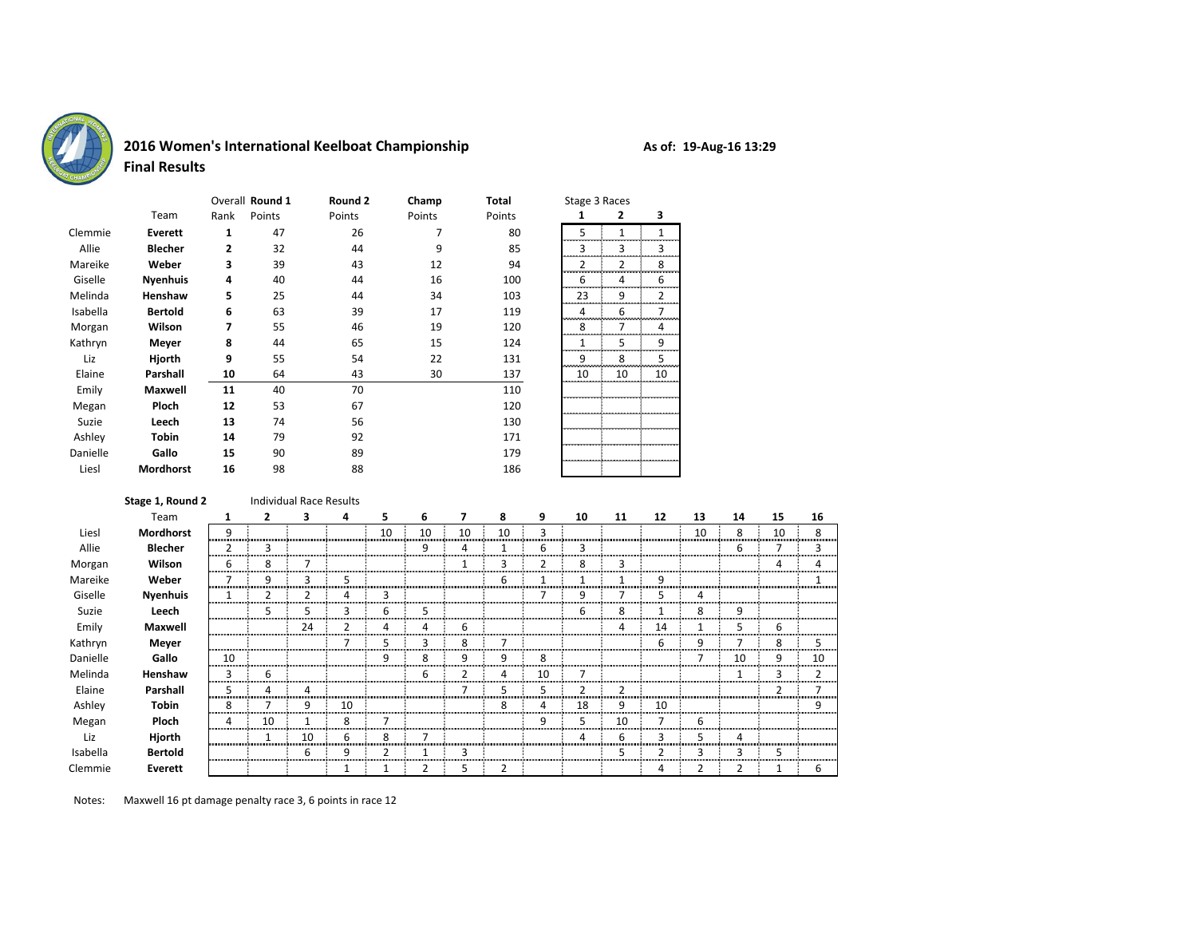# 2016 Women's International Keelboat Championship

**Final Results**

**As of: 19-Aug-16 13:29**

| | Team | Overall Rank | Round 1 Points | Round 2 Points | Champ Points | Total Points | Stage 3 Races 1 | 2 | 3 |
|---|---|---|---|---|---|---|---|---|---|
| Clemmie | **Everett** | **1** | 47 | 26 | 7 | 80 | 5 | 1 | 1 |
| Allie | **Blecher** | **2** | 32 | 44 | 9 | 85 | 3 | 3 | 3 |
| Mareike | **Weber** | **3** | 39 | 43 | 12 | 94 | 2 | 2 | 8 |
| Giselle | **Nyenhuis** | **4** | 40 | 44 | 16 | 100 | 6 | 4 | 6 |
| Melinda | **Henshaw** | **5** | 25 | 44 | 34 | 103 | 23 | 9 | 2 |
| Isabella | **Bertold** | **6** | 63 | 39 | 17 | 119 | 4 | 6 | 7 |
| Morgan | **Wilson** | **7** | 55 | 46 | 19 | 120 | 8 | 7 | 4 |
| Kathryn | **Meyer** | **8** | 44 | 65 | 15 | 124 | 1 | 5 | 9 |
| Liz | **Hjorth** | **9** | 55 | 54 | 22 | 131 | 9 | 8 | 5 |
| Elaine | **Parshall** | **10** | 64 | 43 | 30 | 137 | 10 | 10 | 10 |
| Emily | **Maxwell** | **11** | 40 | 70 | | 110 | | | |
| Megan | **Ploch** | **12** | 53 | 67 | | 120 | | | |
| Suzie | **Leech** | **13** | 74 | 56 | | 130 | | | |
| Ashley | **Tobin** | **14** | 79 | 92 | | 171 | | | |
| Danielle | **Gallo** | **15** | 90 | 89 | | 179 | | | |
| Liesl | **Mordhorst** | **16** | 98 | 88 | | 186 | | | |

**Stage 1, Round 2** Individual Race Results

| | Team | 1 | 2 | 3 | 4 | 5 | 6 | 7 | 8 | 9 | 10 | 11 | 12 | 13 | 14 | 15 | 16 |
|---|---|---|---|---|---|---|---|---|---|---|---|---|---|---|---|---|---|
| Liesl | **Mordhorst** | 9 | | | | 10 | 10 | 10 | 10 | 3 | | | | 10 | 8 | 10 | 8 |
| Allie | **Blecher** | 2 | 3 | | | | 9 | 4 | 1 | 6 | 3 | | | | 6 | 7 | 3 |
| Morgan | **Wilson** | 6 | 8 | 7 | | | | 1 | 3 | 2 | 8 | 3 | | | | 4 | 4 |
| Mareike | **Weber** | 7 | 9 | 3 | 5 | | | | 6 | 1 | 1 | 1 | 9 | | | | 1 |
| Giselle | **Nyenhuis** | 1 | 2 | 2 | 4 | 3 | | | | 7 | 9 | 7 | 5 | 4 | | | |
| Suzie | **Leech** | | 5 | 5 | 3 | 6 | 5 | | | | 6 | 8 | 1 | 8 | 9 | | |
| Emily | **Maxwell** | | | 24 | 2 | 4 | 4 | 6 | | | | 4 | 14 | 1 | 5 | 6 | |
| Kathryn | **Meyer** | | | | 7 | 5 | 3 | 8 | 7 | | | | 6 | 9 | 7 | 8 | 5 |
| Danielle | **Gallo** | 10 | | | | 9 | 8 | 9 | 9 | 8 | | | | 7 | 10 | 9 | 10 |
| Melinda | **Henshaw** | 3 | 6 | | | | 6 | 2 | 4 | 10 | 7 | | | | 1 | 3 | 2 |
| Elaine | **Parshall** | 5 | 4 | 4 | | | | 7 | 5 | 5 | 2 | 2 | | | | 2 | 7 |
| Ashley | **Tobin** | 8 | 7 | 9 | 10 | | | | 8 | 4 | 18 | 9 | 10 | | | | 9 |
| Megan | **Ploch** | 4 | 10 | 1 | 8 | 7 | | | | 9 | 5 | 10 | 7 | 6 | | | |
| Liz | **Hjorth** | | 1 | 10 | 6 | 8 | 7 | | | | 4 | 6 | 3 | 5 | 4 | | |
| Isabella | **Bertold** | | | 6 | 9 | 2 | 1 | 3 | | | | 5 | 2 | 3 | 3 | 5 | |
| Clemmie | **Everett** | | | | 1 | 1 | 2 | 5 | 2 | | | | 4 | 2 | 2 | 1 | 6 |

Notes: Maxwell 16 pt damage penalty race 3, 6 points in race 12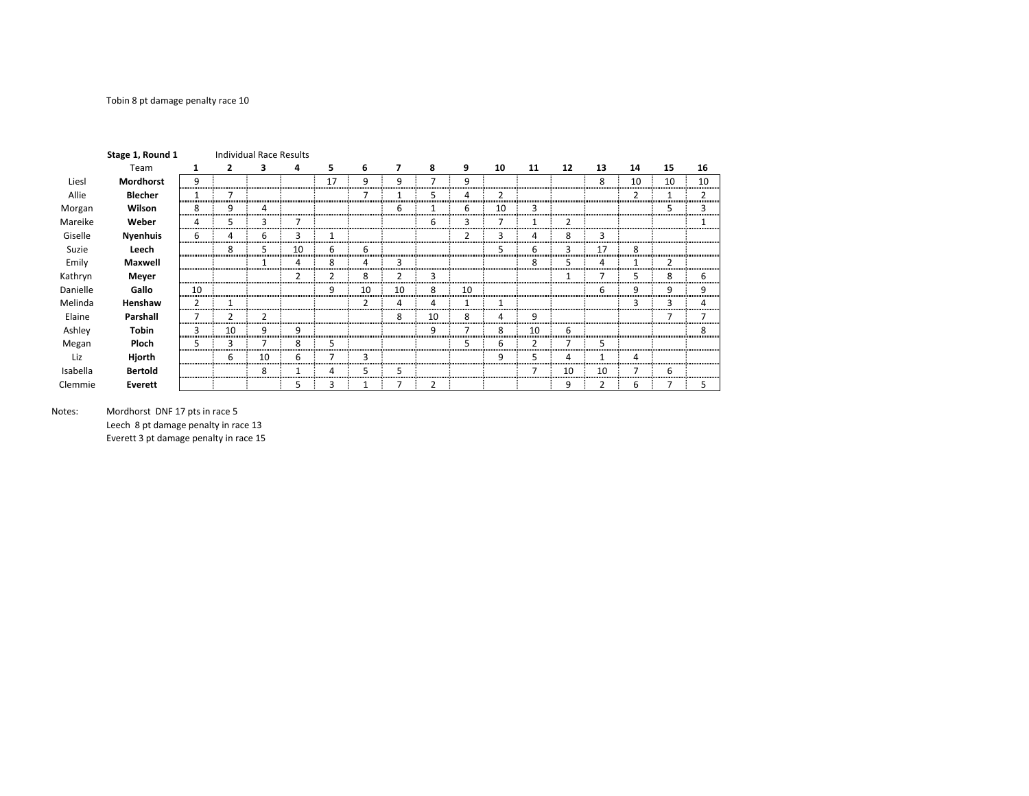Tobin 8 pt damage penalty race 10

**Stage 1, Round 1** Individual Race Results

| | Team | 1 | 2 | 3 | 4 | 5 | 6 | 7 | 8 | 9 | 10 | 11 | 12 | 13 | 14 | 15 | 16 |
|---|---|---|---|---|---|---|---|---|---|---|---|---|---|---|---|---|---|
| Liesl | **Mordhorst** | 9 | | | | 17 | 9 | 9 | 7 | 9 | | | | 8 | 10 | 10 | 10 |
| Allie | **Blecher** | 1 | 7 | | | | 7 | 1 | 5 | 4 | 2 | | | | 2 | 1 | 2 |
| Morgan | **Wilson** | 8 | 9 | 4 | | | | 6 | 1 | 6 | 10 | 3 | | | | 5 | 3 |
| Mareike | **Weber** | 4 | 5 | 3 | 7 | | | | 6 | 3 | 7 | 1 | 2 | | | | 1 |
| Giselle | **Nyenhuis** | 6 | 4 | 6 | 3 | 1 | | | | 2 | 3 | 4 | 8 | 3 | | | |
| Suzie | **Leech** | | 8 | 5 | 10 | 6 | 6 | | | | 5 | 6 | 3 | 17 | 8 | | |
| Emily | **Maxwell** | | | 1 | 4 | 8 | 4 | 3 | | | | 8 | 5 | 4 | 1 | 2 | |
| Kathryn | **Meyer** | | | | 2 | 2 | 8 | 2 | 3 | | | | 1 | 7 | 5 | 8 | 6 |
| Danielle | **Gallo** | 10 | | | | 9 | 10 | 10 | 8 | 10 | | | | 6 | 9 | 9 | 9 |
| Melinda | **Henshaw** | 2 | 1 | | | | 2 | 4 | 4 | 1 | 1 | | | | 3 | 3 | 4 |
| Elaine | **Parshall** | 7 | 2 | 2 | | | | 8 | 10 | 8 | 4 | 9 | | | | 7 | 7 |
| Ashley | **Tobin** | 3 | 10 | 9 | 9 | | | | 9 | 7 | 8 | 10 | 6 | | | | 8 |
| Megan | **Ploch** | 5 | 3 | 7 | 8 | 5 | | | | 5 | 6 | 2 | 7 | 5 | | | |
| Liz | **Hjorth** | | 6 | 10 | 6 | 7 | 3 | | | | 9 | 5 | 4 | 1 | 4 | | |
| Isabella | **Bertold** | | | 8 | 1 | 4 | 5 | 5 | | | | 7 | 10 | 10 | 7 | 6 | |
| Clemmie | **Everett** | | | | 5 | 3 | 1 | 7 | 2 | | | | 9 | 2 | 6 | 7 | 5 |

Notes: Mordhorst DNF 17 pts in race 5
Leech 8 pt damage penalty in race 13
Everett 3 pt damage penalty in race 15